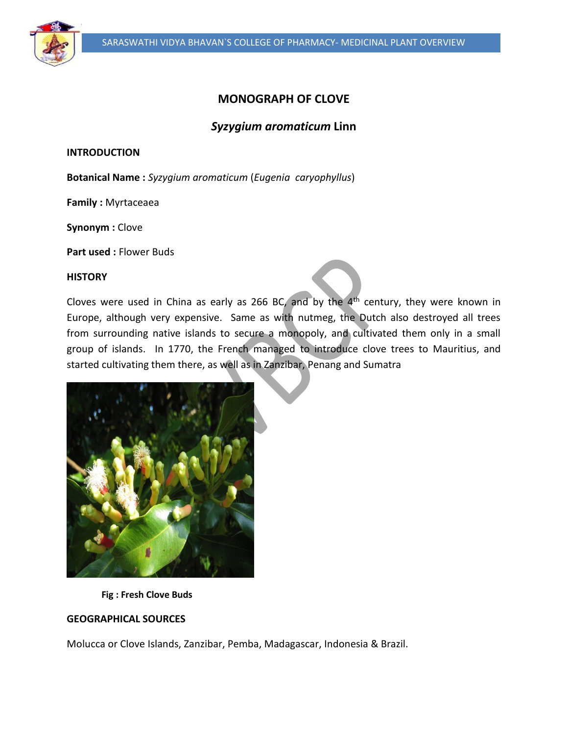# MONOGRAPH OF CLOVE

## *Syzygium aromaticum* Linn

### INTRODUCTION

**Botanical Name :** *Syzygium aromaticum* (*Eugenia caryophyllus*)

**Family :** Myrtaceaea

**Synonym :** Clove

**Part used :** Flower Buds

### HISTORY

Cloves were used in China as early as 266 BC, and by the 4th century, they were known in Europe, although very expensive. Same as with nutmeg, the Dutch also destroyed all trees from surrounding native islands to secure a monopoly, and cultivated them only in a small group of islands. In 1770, the French managed to introduce clove trees to Mauritius, and started cultivating them there, as well as in Zanzibar, Penang and Sumatra

**Fig : Fresh Clove Buds**

### GEOGRAPHICAL SOURCES

Molucca or Clove Islands, Zanzibar, Pemba, Madagascar, Indonesia & Brazil.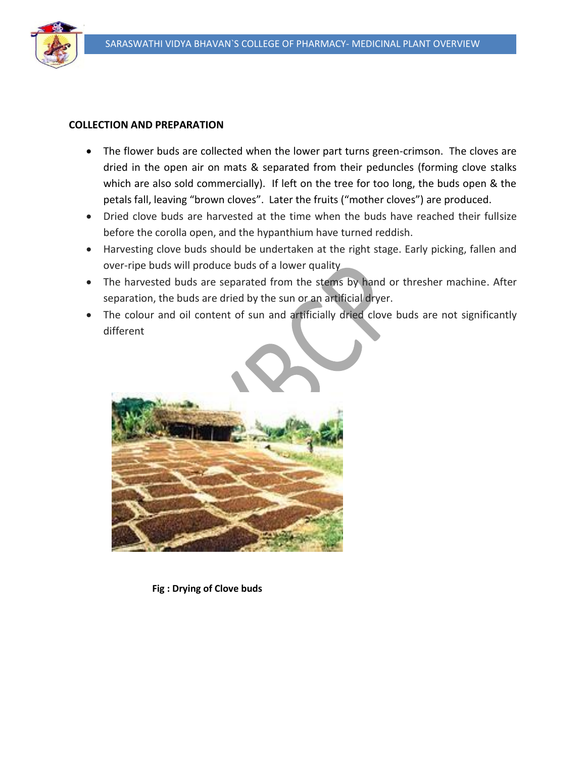**COLLECTION AND PREPARATION**

- The flower buds are collected when the lower part turns green-crimson. The cloves are dried in the open air on mats & separated from their peduncles (forming clove stalks which are also sold commercially). If left on the tree for too long, the buds open & the petals fall, leaving "brown cloves". Later the fruits ("mother cloves") are produced.
- Dried clove buds are harvested at the time when the buds have reached their fullsize before the corolla open, and the hypanthium have turned reddish.
- Harvesting clove buds should be undertaken at the right stage. Early picking, fallen and over-ripe buds will produce buds of a lower quality
- The harvested buds are separated from the stems by hand or thresher machine. After separation, the buds are dried by the sun or an artificial dryer.
- The colour and oil content of sun and artificially dried clove buds are not significantly different

**Fig : Drying of Clove buds**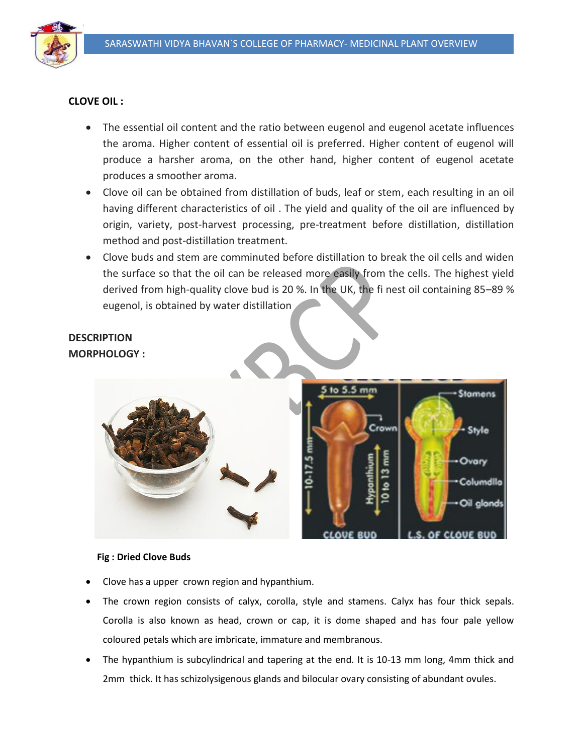**CLOVE OIL :**

- The essential oil content and the ratio between eugenol and eugenol acetate influences the aroma. Higher content of essential oil is preferred. Higher content of eugenol will produce a harsher aroma, on the other hand, higher content of eugenol acetate produces a smoother aroma.
- Clove oil can be obtained from distillation of buds, leaf or stem, each resulting in an oil having different characteristics of oil . The yield and quality of the oil are influenced by origin, variety, post-harvest processing, pre-treatment before distillation, distillation method and post-distillation treatment.
- Clove buds and stem are comminuted before distillation to break the oil cells and widen the surface so that the oil can be released more easily from the cells. The highest yield derived from high-quality clove bud is 20 %. In the UK, the fi nest oil containing 85–89 % eugenol, is obtained by water distillation

**DESCRIPTION**

**MORPHOLOGY :**

**Fig : Dried Clove Buds**

- Clove has a upper crown region and hypanthium.
- The crown region consists of calyx, corolla, style and stamens. Calyx has four thick sepals. Corolla is also known as head, crown or cap, it is dome shaped and has four pale yellow coloured petals which are imbricate, immature and membranous.
- The hypanthium is subcylindrical and tapering at the end. It is 10-13 mm long, 4mm thick and 2mm thick. It has schizolysigenous glands and bilocular ovary consisting of abundant ovules.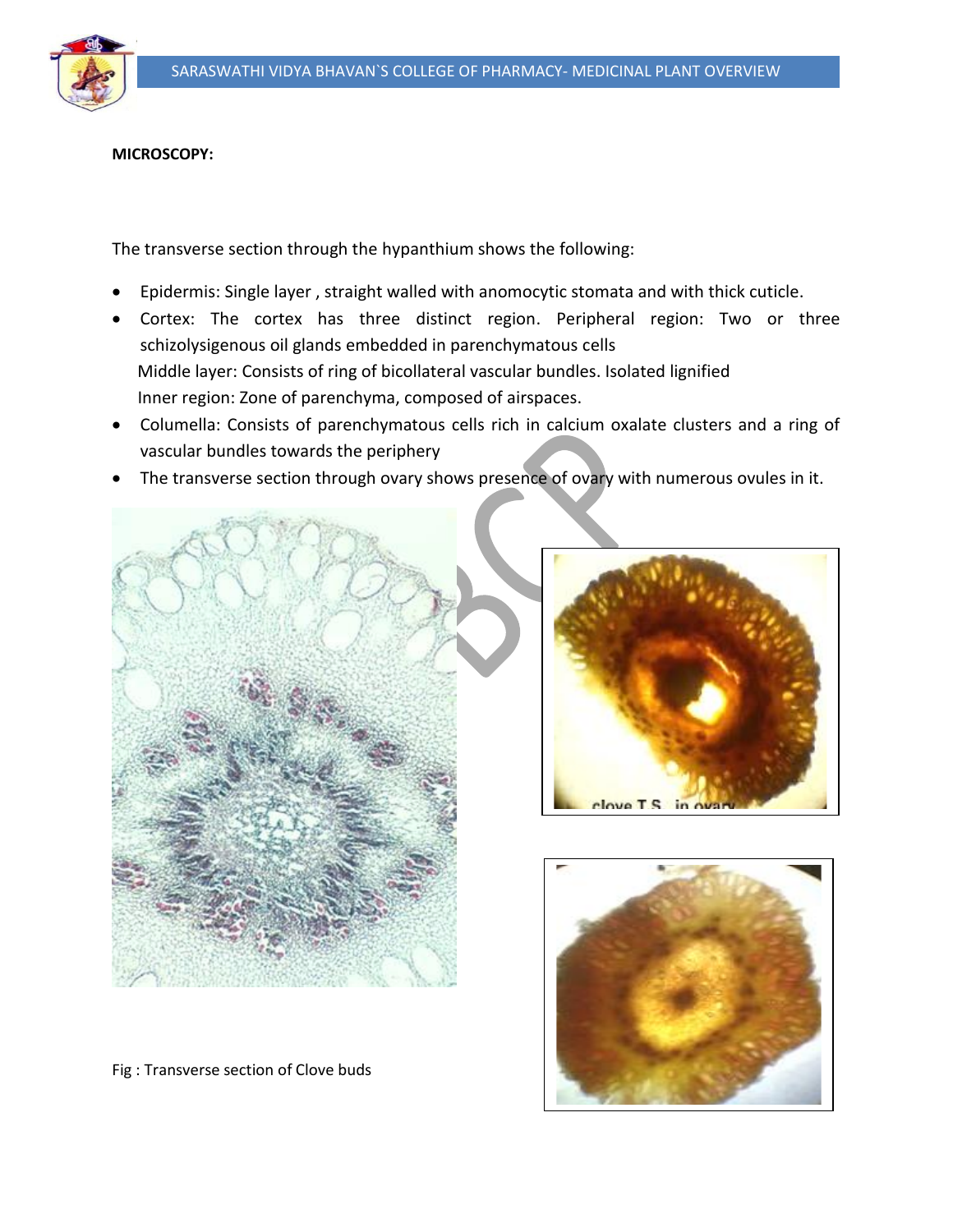**MICROSCOPY:**

The transverse section through the hypanthium shows the following:

- Epidermis: Single layer , straight walled with anomocytic stomata and with thick cuticle.
- Cortex: The cortex has three distinct region. Peripheral region: Two or three schizolysigenous oil glands embedded in parenchymatous cells
  Middle layer: Consists of ring of bicollateral vascular bundles. Isolated lignified
  Inner region: Zone of parenchyma, composed of airspaces.
- Columella: Consists of parenchymatous cells rich in calcium oxalate clusters and a ring of vascular bundles towards the periphery
- The transverse section through ovary shows presence of ovary with numerous ovules in it.

Fig : Transverse section of Clove buds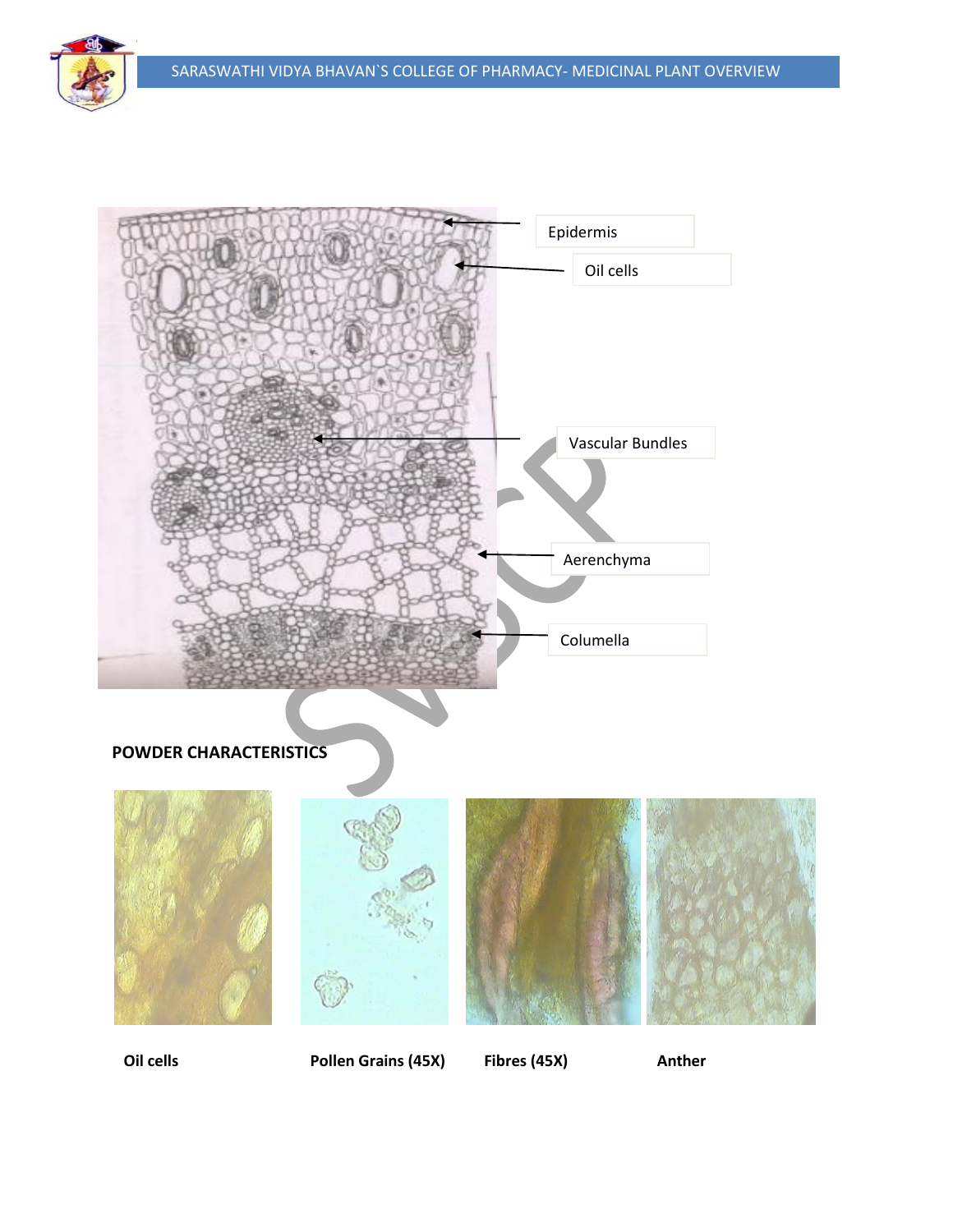Epidermis

Oil cells

Vascular Bundles

Aerenchyma

Columella

**POWDER CHARACTERISTICS**

**Oil cells** **Pollen Grains (45X)** **Fibres (45X)** **Anther**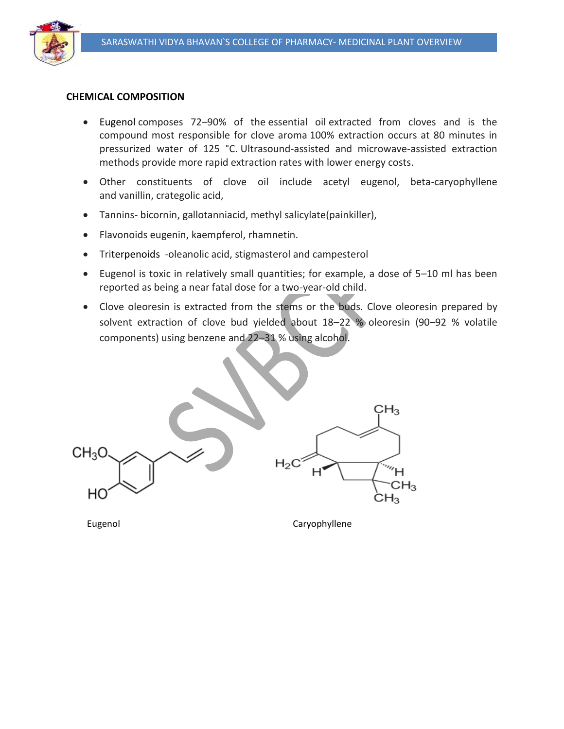**CHEMICAL COMPOSITION**

- Eugenol composes 72–90% of the essential oil extracted from cloves and is the compound most responsible for clove aroma 100% extraction occurs at 80 minutes in pressurized water of 125 °C. Ultrasound-assisted and microwave-assisted extraction methods provide more rapid extraction rates with lower energy costs.
- Other constituents of clove oil include acetyl eugenol, beta-caryophyllene and vanillin, crategolic acid,
- Tannins- bicornin, gallotanniacid, methyl salicylate(painkiller),
- Flavonoids eugenin, kaempferol, rhamnetin.
- Triterpenoids -oleanolic acid, stigmasterol and campesterol
- Eugenol is toxic in relatively small quantities; for example, a dose of 5–10 ml has been reported as being a near fatal dose for a two-year-old child.
- Clove oleoresin is extracted from the stems or the buds. Clove oleoresin prepared by solvent extraction of clove bud yielded about 18–22 % oleoresin (90–92 % volatile components) using benzene and 22–31 % using alcohol.

Eugenol

Caryophyllene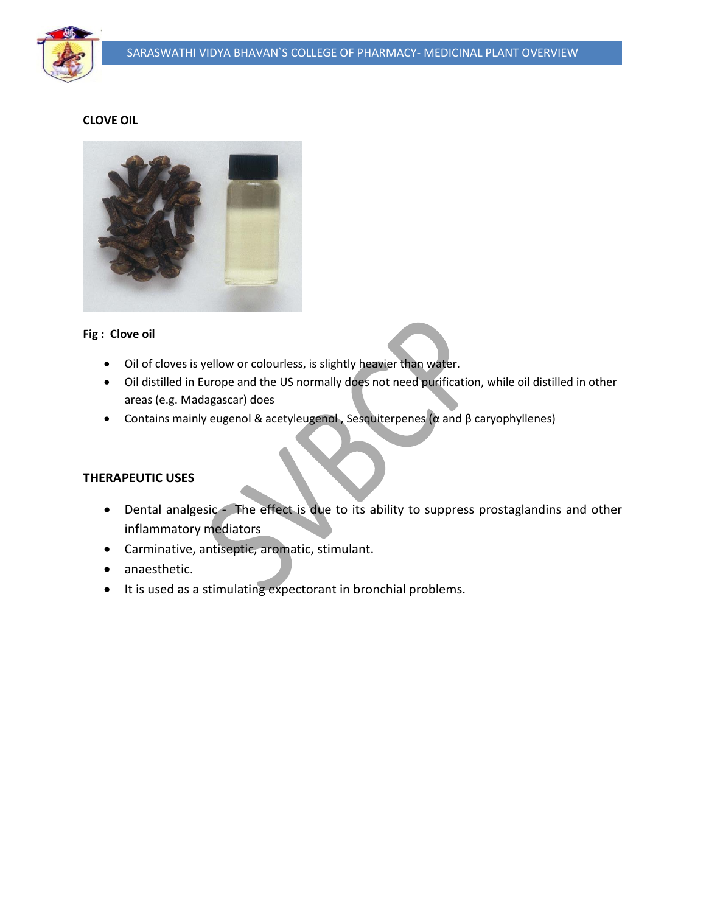**CLOVE OIL**

**Fig : Clove oil**

- Oil of cloves is yellow or colourless, is slightly heavier than water.
- Oil distilled in Europe and the US normally does not need purification, while oil distilled in other areas (e.g. Madagascar) does
- Contains mainly eugenol & acetyleugenol , Sesquiterpenes (α and β caryophyllenes)

**THERAPEUTIC USES**

- Dental analgesic - The effect is due to its ability to suppress prostaglandins and other inflammatory mediators
- Carminative, antiseptic, aromatic, stimulant.
- anaesthetic.
- It is used as a stimulating expectorant in bronchial problems.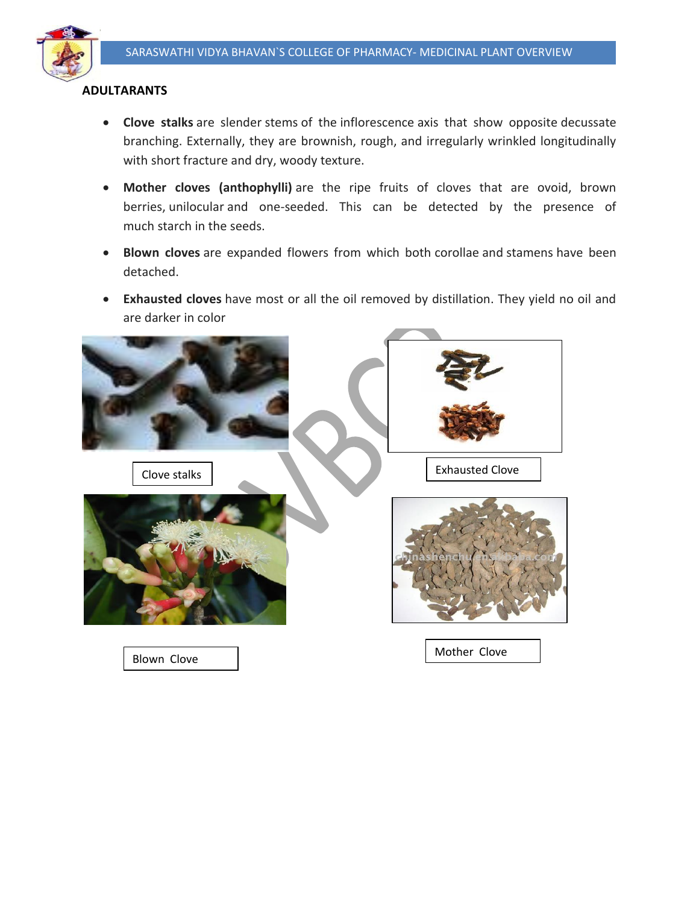## ADULTARANTS

- **Clove stalks** are slender stems of the inflorescence axis that show opposite decussate branching. Externally, they are brownish, rough, and irregularly wrinkled longitudinally with short fracture and dry, woody texture.
- **Mother cloves (anthophylli)** are the ripe fruits of cloves that are ovoid, brown berries, unilocular and one-seeded. This can be detected by the presence of much starch in the seeds.
- **Blown cloves** are expanded flowers from which both corollae and stamens have been detached.
- **Exhausted cloves** have most or all the oil removed by distillation. They yield no oil and are darker in color

Clove stalks

Exhausted Clove

Blown Clove

Mother Clove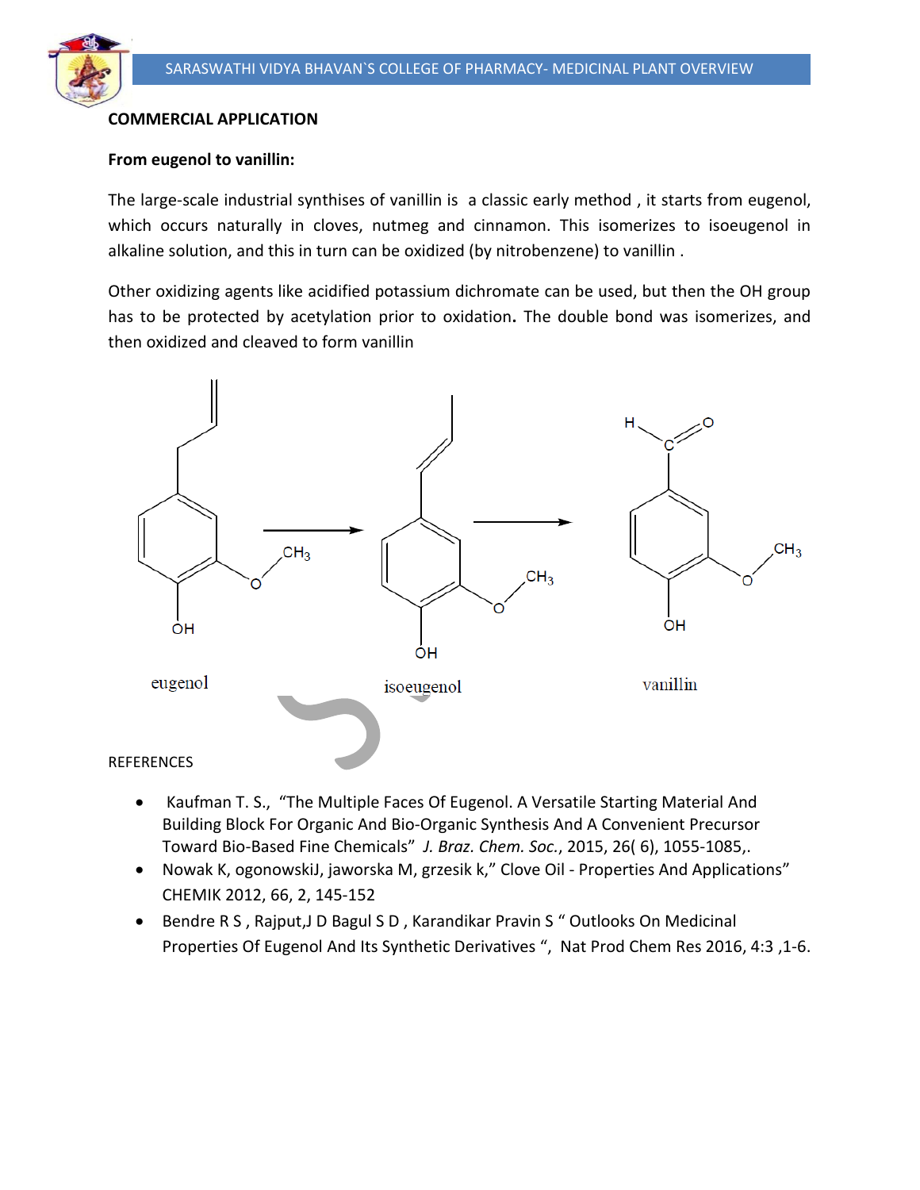**COMMERCIAL APPLICATION**

**From eugenol to vanillin:**

The large-scale industrial synthises of vanillin is a classic early method , it starts from eugenol, which occurs naturally in cloves, nutmeg and cinnamon. This isomerizes to isoeugenol in alkaline solution, and this in turn can be oxidized (by nitrobenzene) to vanillin .

Other oxidizing agents like acidified potassium dichromate can be used, but then the OH group has to be protected by acetylation prior to oxidation**.** The double bond was isomerizes, and then oxidized and cleaved to form vanillin

eugenol

isoeugenol

vanillin

REFERENCES

- Kaufman T. S., "The Multiple Faces Of Eugenol. A Versatile Starting Material And Building Block For Organic And Bio-Organic Synthesis And A Convenient Precursor Toward Bio-Based Fine Chemicals" *J. Braz. Chem. Soc.*, 2015, 26( 6), 1055-1085,.
- Nowak K, ogonowskiJ, jaworska M, grzesik k," Clove Oil - Properties And Applications" CHEMIK 2012, 66, 2, 145-152
- Bendre R S , Rajput,J D Bagul S D , Karandikar Pravin S " Outlooks On Medicinal Properties Of Eugenol And Its Synthetic Derivatives ", Nat Prod Chem Res 2016, 4:3 ,1-6.